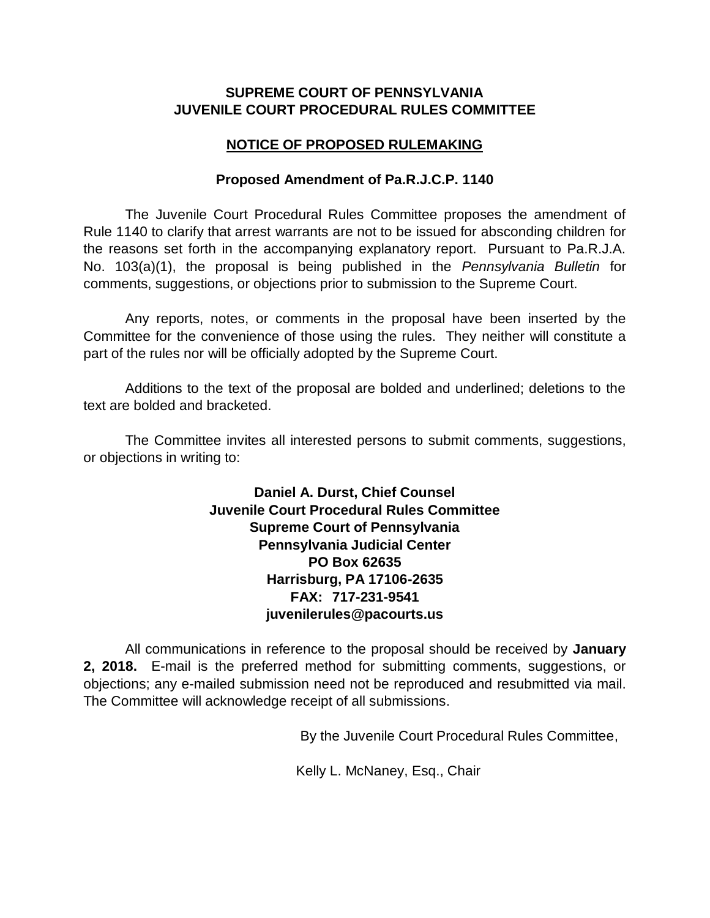**SUPREME COURT OF PENNSYLVANIA**
**JUVENILE COURT PROCEDURAL RULES COMMITTEE**

## NOTICE OF PROPOSED RULEMAKING

### Proposed Amendment of Pa.R.J.C.P. 1140

The Juvenile Court Procedural Rules Committee proposes the amendment of Rule 1140 to clarify that arrest warrants are not to be issued for absconding children for the reasons set forth in the accompanying explanatory report. Pursuant to Pa.R.J.A. No. 103(a)(1), the proposal is being published in the *Pennsylvania Bulletin* for comments, suggestions, or objections prior to submission to the Supreme Court.

Any reports, notes, or comments in the proposal have been inserted by the Committee for the convenience of those using the rules. They neither will constitute a part of the rules nor will be officially adopted by the Supreme Court.

Additions to the text of the proposal are bolded and underlined; deletions to the text are bolded and bracketed.

The Committee invites all interested persons to submit comments, suggestions, or objections in writing to:

**Daniel A. Durst, Chief Counsel**
**Juvenile Court Procedural Rules Committee**
**Supreme Court of Pennsylvania**
**Pennsylvania Judicial Center**
**PO Box 62635**
**Harrisburg, PA 17106-2635**
**FAX: 717-231-9541**
**juvenilerules@pacourts.us**

All communications in reference to the proposal should be received by **January 2, 2018.** E-mail is the preferred method for submitting comments, suggestions, or objections; any e-mailed submission need not be reproduced and resubmitted via mail. The Committee will acknowledge receipt of all submissions.

By the Juvenile Court Procedural Rules Committee,

Kelly L. McNaney, Esq., Chair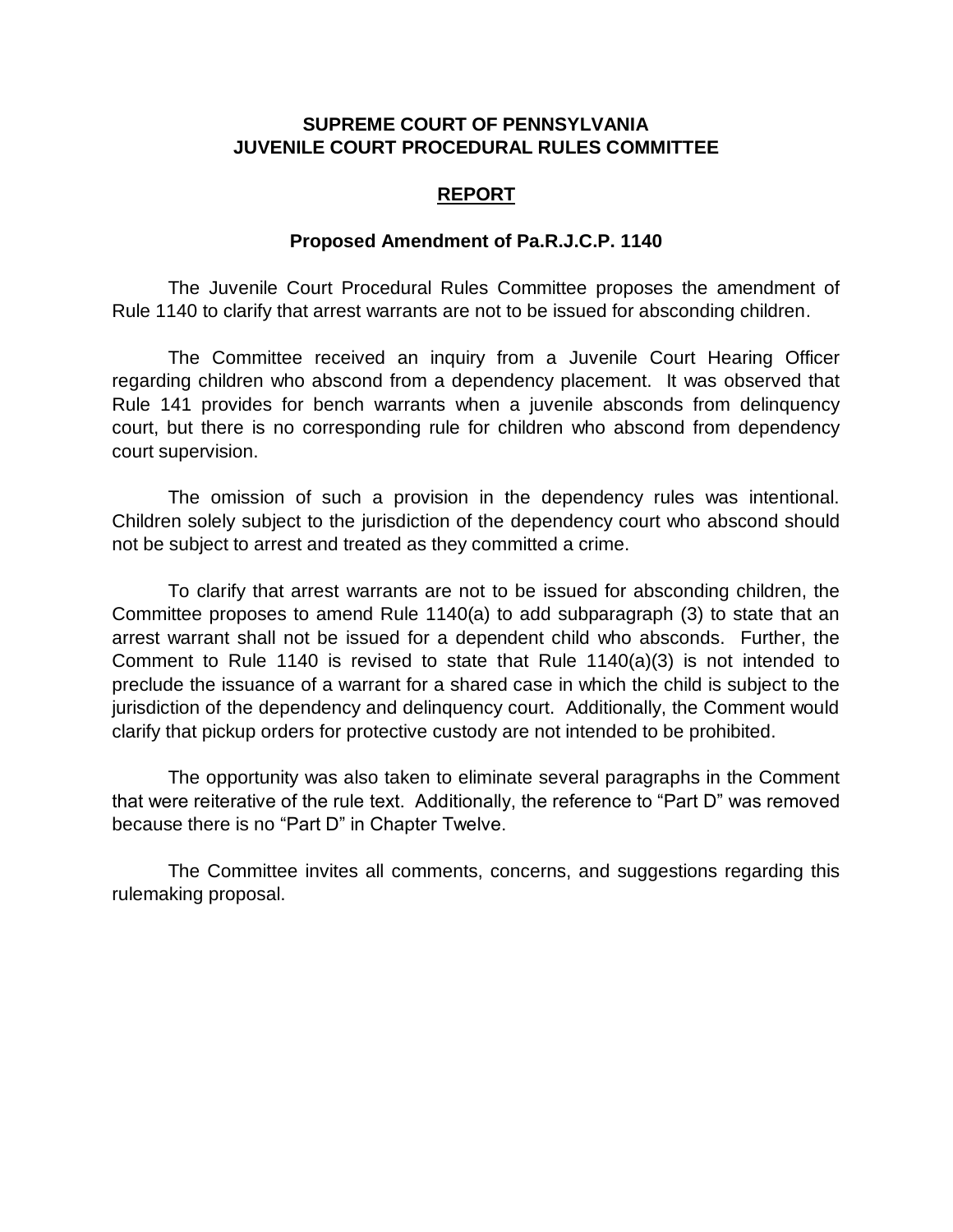**SUPREME COURT OF PENNSYLVANIA**
**JUVENILE COURT PROCEDURAL RULES COMMITTEE**

**REPORT**

**Proposed Amendment of Pa.R.J.C.P. 1140**

The Juvenile Court Procedural Rules Committee proposes the amendment of Rule 1140 to clarify that arrest warrants are not to be issued for absconding children.

The Committee received an inquiry from a Juvenile Court Hearing Officer regarding children who abscond from a dependency placement. It was observed that Rule 141 provides for bench warrants when a juvenile absconds from delinquency court, but there is no corresponding rule for children who abscond from dependency court supervision.

The omission of such a provision in the dependency rules was intentional. Children solely subject to the jurisdiction of the dependency court who abscond should not be subject to arrest and treated as they committed a crime.

To clarify that arrest warrants are not to be issued for absconding children, the Committee proposes to amend Rule 1140(a) to add subparagraph (3) to state that an arrest warrant shall not be issued for a dependent child who absconds. Further, the Comment to Rule 1140 is revised to state that Rule 1140(a)(3) is not intended to preclude the issuance of a warrant for a shared case in which the child is subject to the jurisdiction of the dependency and delinquency court. Additionally, the Comment would clarify that pickup orders for protective custody are not intended to be prohibited.

The opportunity was also taken to eliminate several paragraphs in the Comment that were reiterative of the rule text. Additionally, the reference to "Part D" was removed because there is no "Part D" in Chapter Twelve.

The Committee invites all comments, concerns, and suggestions regarding this rulemaking proposal.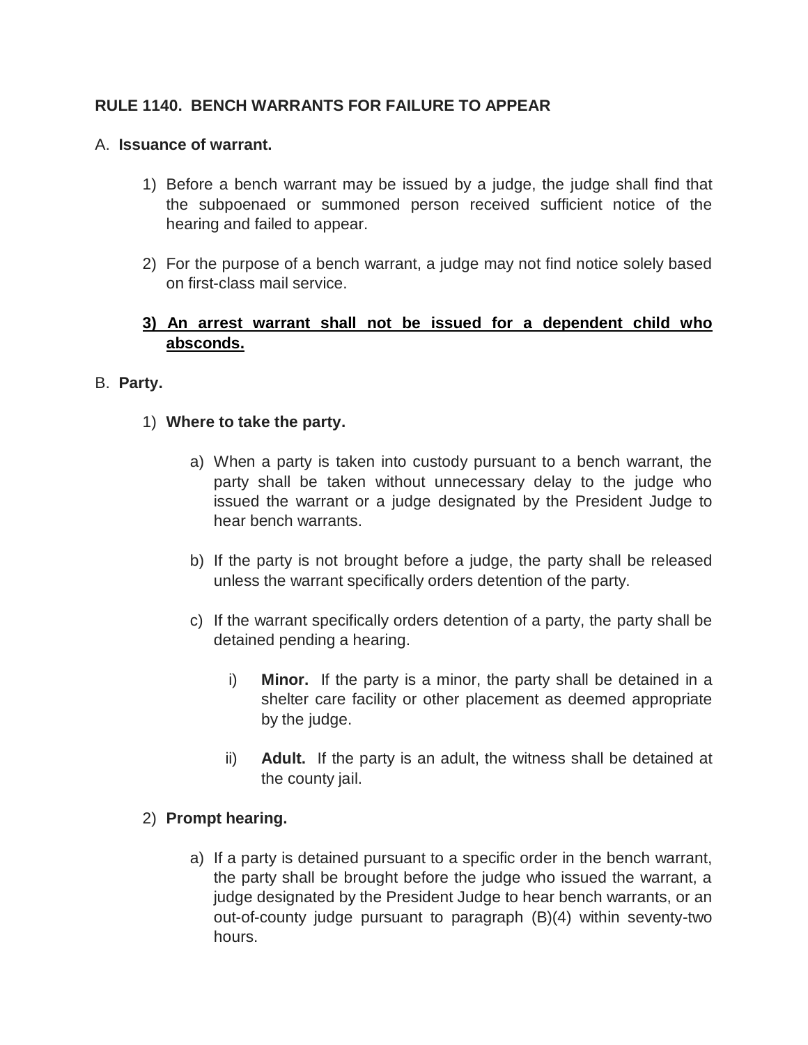**RULE 1140. BENCH WARRANTS FOR FAILURE TO APPEAR**

A. **Issuance of warrant.**

1) Before a bench warrant may be issued by a judge, the judge shall find that the subpoenaed or summoned person received sufficient notice of the hearing and failed to appear.

2) For the purpose of a bench warrant, a judge may not find notice solely based on first-class mail service.

<u>**3) An arrest warrant shall not be issued for a dependent child who absconds.**</u>

B. **Party.**

1) **Where to take the party.**

a) When a party is taken into custody pursuant to a bench warrant, the party shall be taken without unnecessary delay to the judge who issued the warrant or a judge designated by the President Judge to hear bench warrants.

b) If the party is not brought before a judge, the party shall be released unless the warrant specifically orders detention of the party.

c) If the warrant specifically orders detention of a party, the party shall be detained pending a hearing.

i) **Minor.** If the party is a minor, the party shall be detained in a shelter care facility or other placement as deemed appropriate by the judge.

ii) **Adult.** If the party is an adult, the witness shall be detained at the county jail.

2) **Prompt hearing.**

a) If a party is detained pursuant to a specific order in the bench warrant, the party shall be brought before the judge who issued the warrant, a judge designated by the President Judge to hear bench warrants, or an out-of-county judge pursuant to paragraph (B)(4) within seventy-two hours.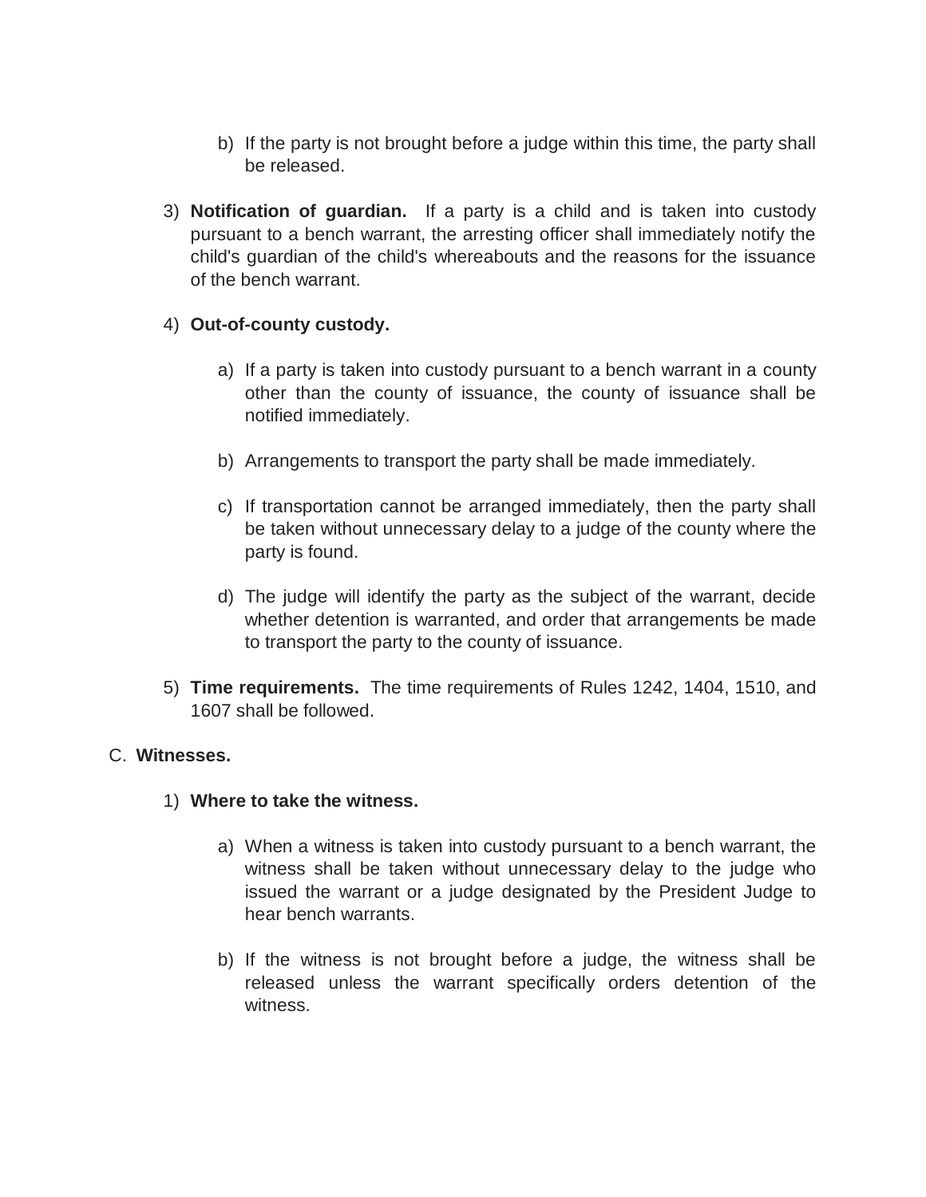b) If the party is not brought before a judge within this time, the party shall be released.

3) **Notification of guardian.** If a party is a child and is taken into custody pursuant to a bench warrant, the arresting officer shall immediately notify the child's guardian of the child's whereabouts and the reasons for the issuance of the bench warrant.

4) **Out-of-county custody.**

   a) If a party is taken into custody pursuant to a bench warrant in a county other than the county of issuance, the county of issuance shall be notified immediately.

   b) Arrangements to transport the party shall be made immediately.

   c) If transportation cannot be arranged immediately, then the party shall be taken without unnecessary delay to a judge of the county where the party is found.

   d) The judge will identify the party as the subject of the warrant, decide whether detention is warranted, and order that arrangements be made to transport the party to the county of issuance.

5) **Time requirements.** The time requirements of Rules 1242, 1404, 1510, and 1607 shall be followed.

C. **Witnesses.**

1) **Where to take the witness.**

   a) When a witness is taken into custody pursuant to a bench warrant, the witness shall be taken without unnecessary delay to the judge who issued the warrant or a judge designated by the President Judge to hear bench warrants.

   b) If the witness is not brought before a judge, the witness shall be released unless the warrant specifically orders detention of the witness.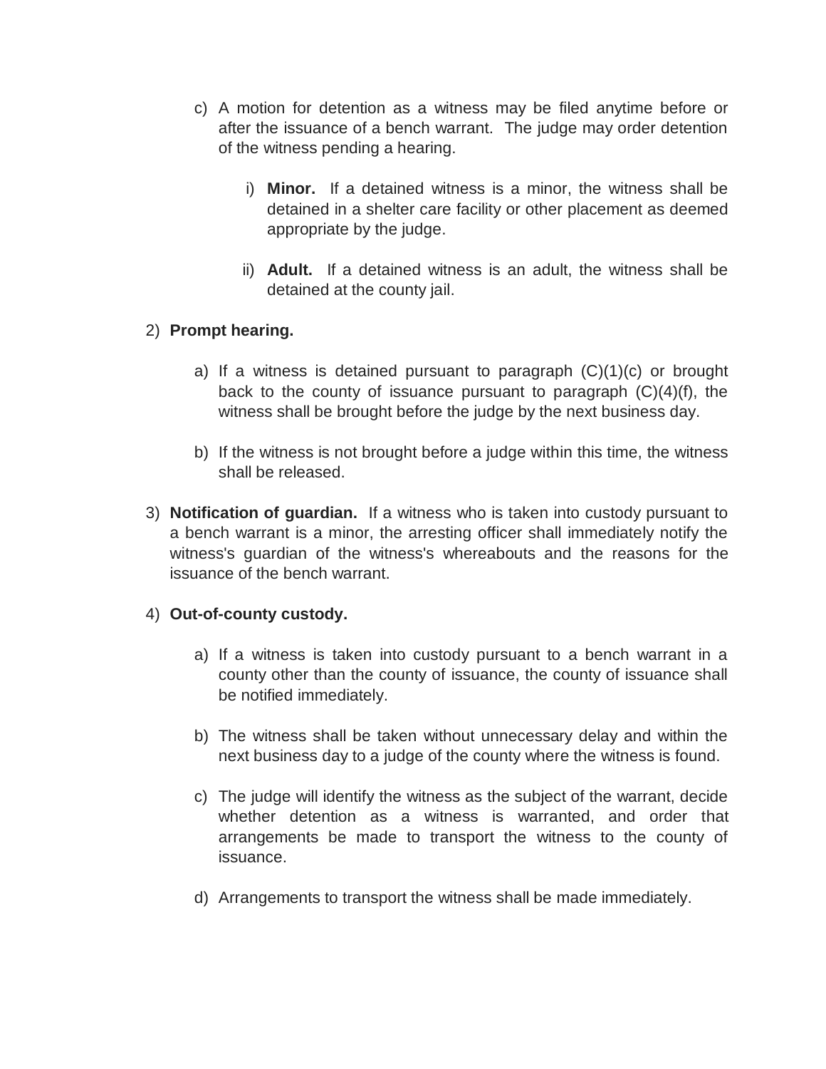c) A motion for detention as a witness may be filed anytime before or after the issuance of a bench warrant. The judge may order detention of the witness pending a hearing.

   i) **Minor.** If a detained witness is a minor, the witness shall be detained in a shelter care facility or other placement as deemed appropriate by the judge.

   ii) **Adult.** If a detained witness is an adult, the witness shall be detained at the county jail.

2) **Prompt hearing.**

   a) If a witness is detained pursuant to paragraph (C)(1)(c) or brought back to the county of issuance pursuant to paragraph (C)(4)(f), the witness shall be brought before the judge by the next business day.

   b) If the witness is not brought before a judge within this time, the witness shall be released.

3) **Notification of guardian.** If a witness who is taken into custody pursuant to a bench warrant is a minor, the arresting officer shall immediately notify the witness's guardian of the witness's whereabouts and the reasons for the issuance of the bench warrant.

4) **Out-of-county custody.**

   a) If a witness is taken into custody pursuant to a bench warrant in a county other than the county of issuance, the county of issuance shall be notified immediately.

   b) The witness shall be taken without unnecessary delay and within the next business day to a judge of the county where the witness is found.

   c) The judge will identify the witness as the subject of the warrant, decide whether detention as a witness is warranted, and order that arrangements be made to transport the witness to the county of issuance.

   d) Arrangements to transport the witness shall be made immediately.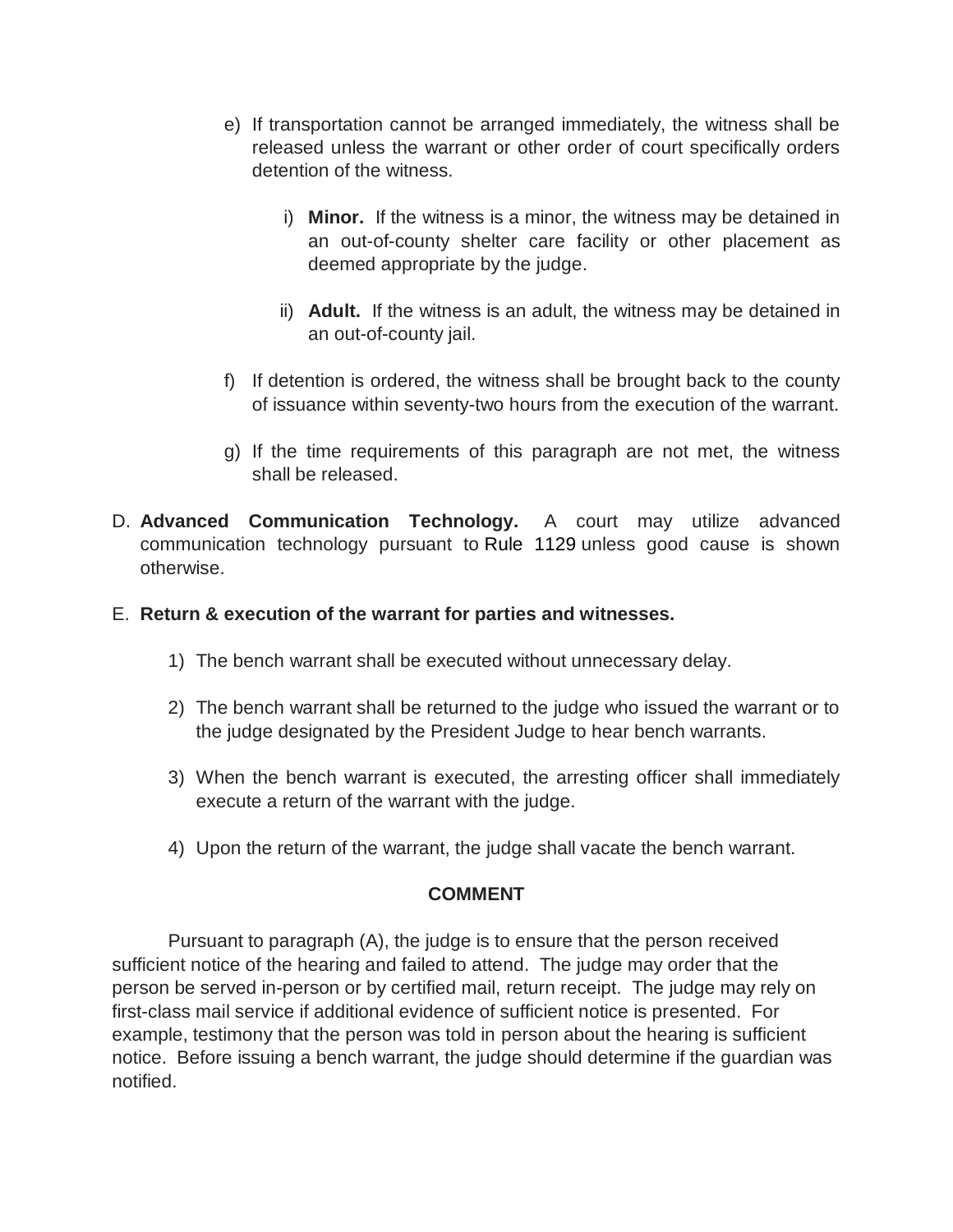e) If transportation cannot be arranged immediately, the witness shall be released unless the warrant or other order of court specifically orders detention of the witness.

   i) **Minor.** If the witness is a minor, the witness may be detained in an out-of-county shelter care facility or other placement as deemed appropriate by the judge.

   ii) **Adult.** If the witness is an adult, the witness may be detained in an out-of-county jail.

f) If detention is ordered, the witness shall be brought back to the county of issuance within seventy-two hours from the execution of the warrant.

g) If the time requirements of this paragraph are not met, the witness shall be released.

D. **Advanced Communication Technology.** A court may utilize advanced communication technology pursuant to Rule 1129 unless good cause is shown otherwise.

E. **Return & execution of the warrant for parties and witnesses.**

   1) The bench warrant shall be executed without unnecessary delay.

   2) The bench warrant shall be returned to the judge who issued the warrant or to the judge designated by the President Judge to hear bench warrants.

   3) When the bench warrant is executed, the arresting officer shall immediately execute a return of the warrant with the judge.

   4) Upon the return of the warrant, the judge shall vacate the bench warrant.

**COMMENT**

Pursuant to paragraph (A), the judge is to ensure that the person received sufficient notice of the hearing and failed to attend. The judge may order that the person be served in-person or by certified mail, return receipt. The judge may rely on first-class mail service if additional evidence of sufficient notice is presented. For example, testimony that the person was told in person about the hearing is sufficient notice. Before issuing a bench warrant, the judge should determine if the guardian was notified.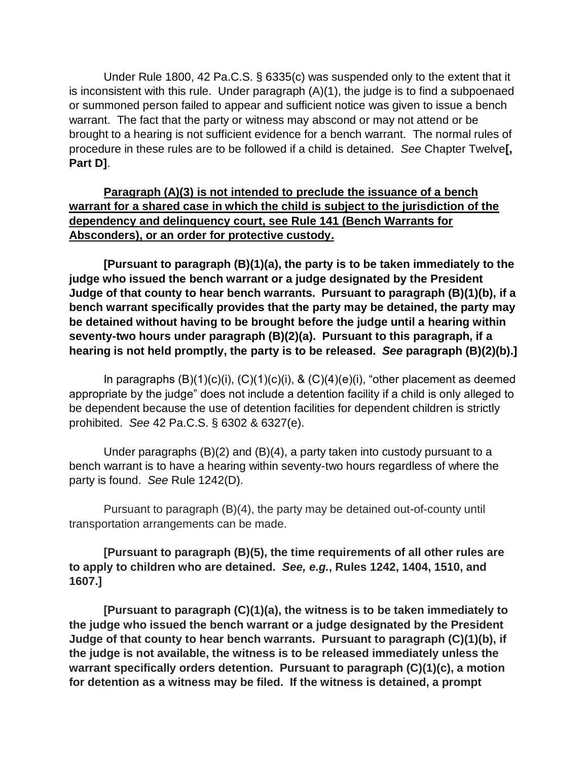Under Rule 1800, 42 Pa.C.S. § 6335(c) was suspended only to the extent that it is inconsistent with this rule. Under paragraph (A)(1), the judge is to find a subpoenaed or summoned person failed to appear and sufficient notice was given to issue a bench warrant. The fact that the party or witness may abscond or may not attend or be brought to a hearing is not sufficient evidence for a bench warrant. The normal rules of procedure in these rules are to be followed if a child is detained. *See* Chapter Twelve**[, Part D]**.

<u>**Paragraph (A)(3) is not intended to preclude the issuance of a bench warrant for a shared case in which the child is subject to the jurisdiction of the dependency and delinquency court, see Rule 141 (Bench Warrants for Absconders), or an order for protective custody.**</u>

**[Pursuant to paragraph (B)(1)(a), the party is to be taken immediately to the judge who issued the bench warrant or a judge designated by the President Judge of that county to hear bench warrants. Pursuant to paragraph (B)(1)(b), if a bench warrant specifically provides that the party may be detained, the party may be detained without having to be brought before the judge until a hearing within seventy-two hours under paragraph (B)(2)(a). Pursuant to this paragraph, if a hearing is not held promptly, the party is to be released. *See* paragraph (B)(2)(b).]**

In paragraphs (B)(1)(c)(i), (C)(1)(c)(i), & (C)(4)(e)(i), "other placement as deemed appropriate by the judge" does not include a detention facility if a child is only alleged to be dependent because the use of detention facilities for dependent children is strictly prohibited. *See* 42 Pa.C.S. § 6302 & 6327(e).

Under paragraphs (B)(2) and (B)(4), a party taken into custody pursuant to a bench warrant is to have a hearing within seventy-two hours regardless of where the party is found. *See* Rule 1242(D).

Pursuant to paragraph (B)(4), the party may be detained out-of-county until transportation arrangements can be made.

**[Pursuant to paragraph (B)(5), the time requirements of all other rules are to apply to children who are detained. *See, e.g.*, Rules 1242, 1404, 1510, and 1607.]**

**[Pursuant to paragraph (C)(1)(a), the witness is to be taken immediately to the judge who issued the bench warrant or a judge designated by the President Judge of that county to hear bench warrants. Pursuant to paragraph (C)(1)(b), if the judge is not available, the witness is to be released immediately unless the warrant specifically orders detention. Pursuant to paragraph (C)(1)(c), a motion for detention as a witness may be filed. If the witness is detained, a prompt**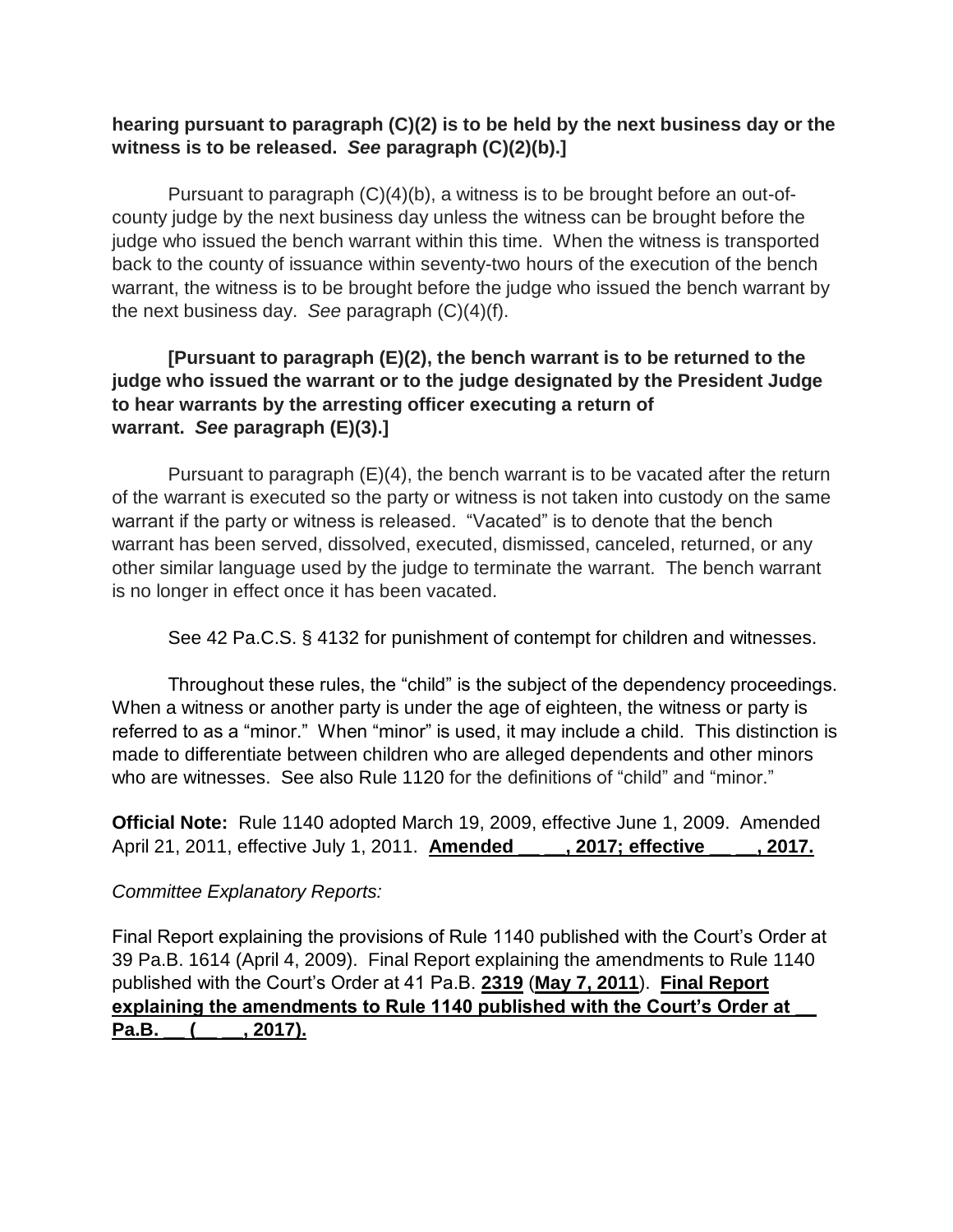**hearing pursuant to paragraph (C)(2) is to be held by the next business day or the witness is to be released.** ***See*** **paragraph (C)(2)(b).]**

Pursuant to paragraph (C)(4)(b), a witness is to be brought before an out-of-county judge by the next business day unless the witness can be brought before the judge who issued the bench warrant within this time. When the witness is transported back to the county of issuance within seventy-two hours of the execution of the bench warrant, the witness is to be brought before the judge who issued the bench warrant by the next business day. *See* paragraph (C)(4)(f).

**[Pursuant to paragraph (E)(2), the bench warrant is to be returned to the judge who issued the warrant or to the judge designated by the President Judge to hear warrants by the arresting officer executing a return of warrant.** ***See*** **paragraph (E)(3).]**

Pursuant to paragraph (E)(4), the bench warrant is to be vacated after the return of the warrant is executed so the party or witness is not taken into custody on the same warrant if the party or witness is released. "Vacated" is to denote that the bench warrant has been served, dissolved, executed, dismissed, canceled, returned, or any other similar language used by the judge to terminate the warrant. The bench warrant is no longer in effect once it has been vacated.

See 42 Pa.C.S. § 4132 for punishment of contempt for children and witnesses.

Throughout these rules, the "child" is the subject of the dependency proceedings. When a witness or another party is under the age of eighteen, the witness or party is referred to as a "minor." When "minor" is used, it may include a child. This distinction is made to differentiate between children who are alleged dependents and other minors who are witnesses. See also Rule 1120 for the definitions of "child" and "minor."

**Official Note:** Rule 1140 adopted March 19, 2009, effective June 1, 2009. Amended April 21, 2011, effective July 1, 2011. **<u>Amended __ __, 2017; effective __ __, 2017.</u>**

*Committee Explanatory Reports:*

Final Report explaining the provisions of Rule 1140 published with the Court's Order at 39 Pa.B. 1614 (April 4, 2009). Final Report explaining the amendments to Rule 1140 published with the Court's Order at 41 Pa.B. **<u>2319</u>** (**<u>May 7, 2011</u>**). **<u>Final Report explaining the amendments to Rule 1140 published with the Court's Order at __ Pa.B. __ (__ __, 2017).</u>**